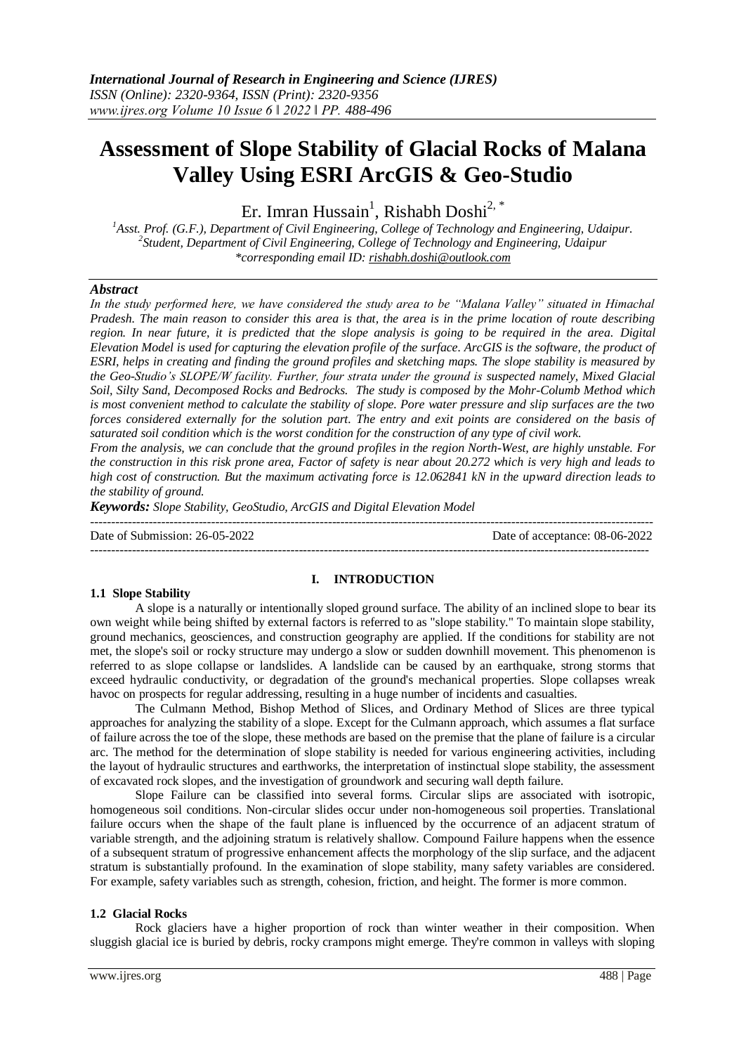# Assessment of Slope Stability of Glacial Rocks of Malana Valley Using ESRI ArcGIS & Geo-Studio

Er. Imran Hussain[1], Rishabh Doshi[2, *]

[1]Asst. Prof. (G.F.), Department of Civil Engineering, College of Technology and Engineering, Udaipur.
[2]Student, Department of Civil Engineering, College of Technology and Engineering, Udaipur
*corresponding email ID: rishabh.doshi@outlook.com

### *Abstract*

*In the study performed here, we have considered the study area to be "Malana Valley" situated in Himachal Pradesh. The main reason to consider this area is that, the area is in the prime location of route describing region. In near future, it is predicted that the slope analysis is going to be required in the area. Digital Elevation Model is used for capturing the elevation profile of the surface. ArcGIS is the software, the product of ESRI, helps in creating and finding the ground profiles and sketching maps. The slope stability is measured by the Geo-Studio's SLOPE/W facility. Further, four strata under the ground is suspected namely, Mixed Glacial Soil, Silty Sand, Decomposed Rocks and Bedrocks. The study is composed by the Mohr-Columb Method which is most convenient method to calculate the stability of slope. Pore water pressure and slip surfaces are the two forces considered externally for the solution part. The entry and exit points are considered on the basis of saturated soil condition which is the worst condition for the construction of any type of civil work.*

*From the analysis, we can conclude that the ground profiles in the region North-West, are highly unstable. For the construction in this risk prone area, Factor of safety is near about 20.272 which is very high and leads to high cost of construction. But the maximum activating force is 12.062841 kN in the upward direction leads to the stability of ground.*

***Keywords:*** *Slope Stability, GeoStudio, ArcGIS and Digital Elevation Model*

---

Date of Submission: 26-05-2022 Date of acceptance: 08-06-2022

---

## I. INTRODUCTION

### 1.1 Slope Stability

A slope is a naturally or intentionally sloped ground surface. The ability of an inclined slope to bear its own weight while being shifted by external factors is referred to as "slope stability." To maintain slope stability, ground mechanics, geosciences, and construction geography are applied. If the conditions for stability are not met, the slope's soil or rocky structure may undergo a slow or sudden downhill movement. This phenomenon is referred to as slope collapse or landslides. A landslide can be caused by an earthquake, strong storms that exceed hydraulic conductivity, or degradation of the ground's mechanical properties. Slope collapses wreak havoc on prospects for regular addressing, resulting in a huge number of incidents and casualties.

The Culmann Method, Bishop Method of Slices, and Ordinary Method of Slices are three typical approaches for analyzing the stability of a slope. Except for the Culmann approach, which assumes a flat surface of failure across the toe of the slope, these methods are based on the premise that the plane of failure is a circular arc. The method for the determination of slope stability is needed for various engineering activities, including the layout of hydraulic structures and earthworks, the interpretation of instinctual slope stability, the assessment of excavated rock slopes, and the investigation of groundwork and securing wall depth failure.

Slope Failure can be classified into several forms. Circular slips are associated with isotropic, homogeneous soil conditions. Non-circular slides occur under non-homogeneous soil properties. Translational failure occurs when the shape of the fault plane is influenced by the occurrence of an adjacent stratum of variable strength, and the adjoining stratum is relatively shallow. Compound Failure happens when the essence of a subsequent stratum of progressive enhancement affects the morphology of the slip surface, and the adjacent stratum is substantially profound. In the examination of slope stability, many safety variables are considered. For example, safety variables such as strength, cohesion, friction, and height. The former is more common.

### 1.2 Glacial Rocks

Rock glaciers have a higher proportion of rock than winter weather in their composition. When sluggish glacial ice is buried by debris, rocky crampons might emerge. They're common in valleys with sloping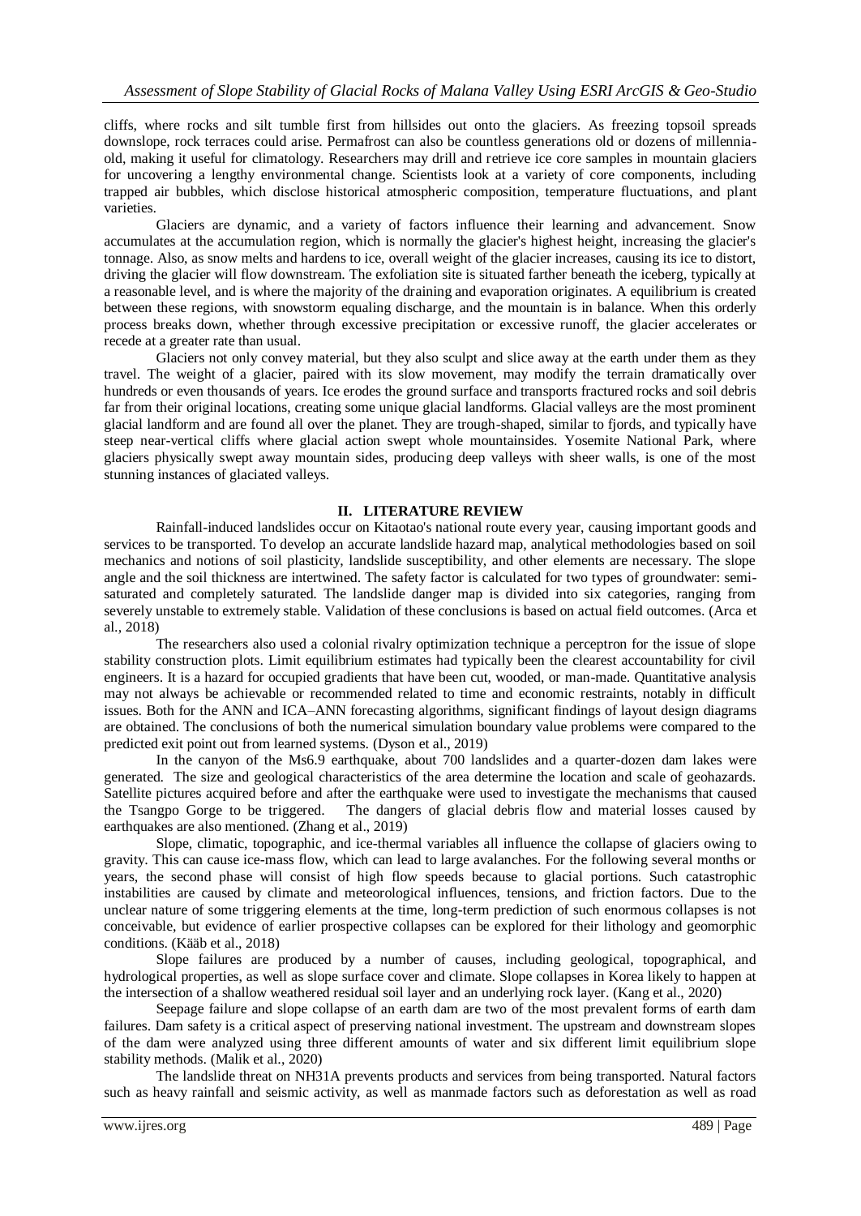cliffs, where rocks and silt tumble first from hillsides out onto the glaciers. As freezing topsoil spreads downslope, rock terraces could arise. Permafrost can also be countless generations old or dozens of millennia-old, making it useful for climatology. Researchers may drill and retrieve ice core samples in mountain glaciers for uncovering a lengthy environmental change. Scientists look at a variety of core components, including trapped air bubbles, which disclose historical atmospheric composition, temperature fluctuations, and plant varieties.

Glaciers are dynamic, and a variety of factors influence their learning and advancement. Snow accumulates at the accumulation region, which is normally the glacier's highest height, increasing the glacier's tonnage. Also, as snow melts and hardens to ice, overall weight of the glacier increases, causing its ice to distort, driving the glacier will flow downstream. The exfoliation site is situated farther beneath the iceberg, typically at a reasonable level, and is where the majority of the draining and evaporation originates. A equilibrium is created between these regions, with snowstorm equaling discharge, and the mountain is in balance. When this orderly process breaks down, whether through excessive precipitation or excessive runoff, the glacier accelerates or recede at a greater rate than usual.

Glaciers not only convey material, but they also sculpt and slice away at the earth under them as they travel. The weight of a glacier, paired with its slow movement, may modify the terrain dramatically over hundreds or even thousands of years. Ice erodes the ground surface and transports fractured rocks and soil debris far from their original locations, creating some unique glacial landforms. Glacial valleys are the most prominent glacial landform and are found all over the planet. They are trough-shaped, similar to fjords, and typically have steep near-vertical cliffs where glacial action swept whole mountainsides. Yosemite National Park, where glaciers physically swept away mountain sides, producing deep valleys with sheer walls, is one of the most stunning instances of glaciated valleys.

## II. LITERATURE REVIEW

Rainfall-induced landslides occur on Kitaotao's national route every year, causing important goods and services to be transported. To develop an accurate landslide hazard map, analytical methodologies based on soil mechanics and notions of soil plasticity, landslide susceptibility, and other elements are necessary. The slope angle and the soil thickness are intertwined. The safety factor is calculated for two types of groundwater: semi-saturated and completely saturated. The landslide danger map is divided into six categories, ranging from severely unstable to extremely stable. Validation of these conclusions is based on actual field outcomes. (Arca et al., 2018)

The researchers also used a colonial rivalry optimization technique a perceptron for the issue of slope stability construction plots. Limit equilibrium estimates had typically been the clearest accountability for civil engineers. It is a hazard for occupied gradients that have been cut, wooded, or man-made. Quantitative analysis may not always be achievable or recommended related to time and economic restraints, notably in difficult issues. Both for the ANN and ICA–ANN forecasting algorithms, significant findings of layout design diagrams are obtained. The conclusions of both the numerical simulation boundary value problems were compared to the predicted exit point out from learned systems. (Dyson et al., 2019)

In the canyon of the Ms6.9 earthquake, about 700 landslides and a quarter-dozen dam lakes were generated. The size and geological characteristics of the area determine the location and scale of geohazards. Satellite pictures acquired before and after the earthquake were used to investigate the mechanisms that caused the Tsangpo Gorge to be triggered. The dangers of glacial debris flow and material losses caused by earthquakes are also mentioned. (Zhang et al., 2019)

Slope, climatic, topographic, and ice-thermal variables all influence the collapse of glaciers owing to gravity. This can cause ice-mass flow, which can lead to large avalanches. For the following several months or years, the second phase will consist of high flow speeds because to glacial portions. Such catastrophic instabilities are caused by climate and meteorological influences, tensions, and friction factors. Due to the unclear nature of some triggering elements at the time, long-term prediction of such enormous collapses is not conceivable, but evidence of earlier prospective collapses can be explored for their lithology and geomorphic conditions. (Kääb et al., 2018)

Slope failures are produced by a number of causes, including geological, topographical, and hydrological properties, as well as slope surface cover and climate. Slope collapses in Korea likely to happen at the intersection of a shallow weathered residual soil layer and an underlying rock layer. (Kang et al., 2020)

Seepage failure and slope collapse of an earth dam are two of the most prevalent forms of earth dam failures. Dam safety is a critical aspect of preserving national investment. The upstream and downstream slopes of the dam were analyzed using three different amounts of water and six different limit equilibrium slope stability methods. (Malik et al., 2020)

The landslide threat on NH31A prevents products and services from being transported. Natural factors such as heavy rainfall and seismic activity, as well as manmade factors such as deforestation as well as road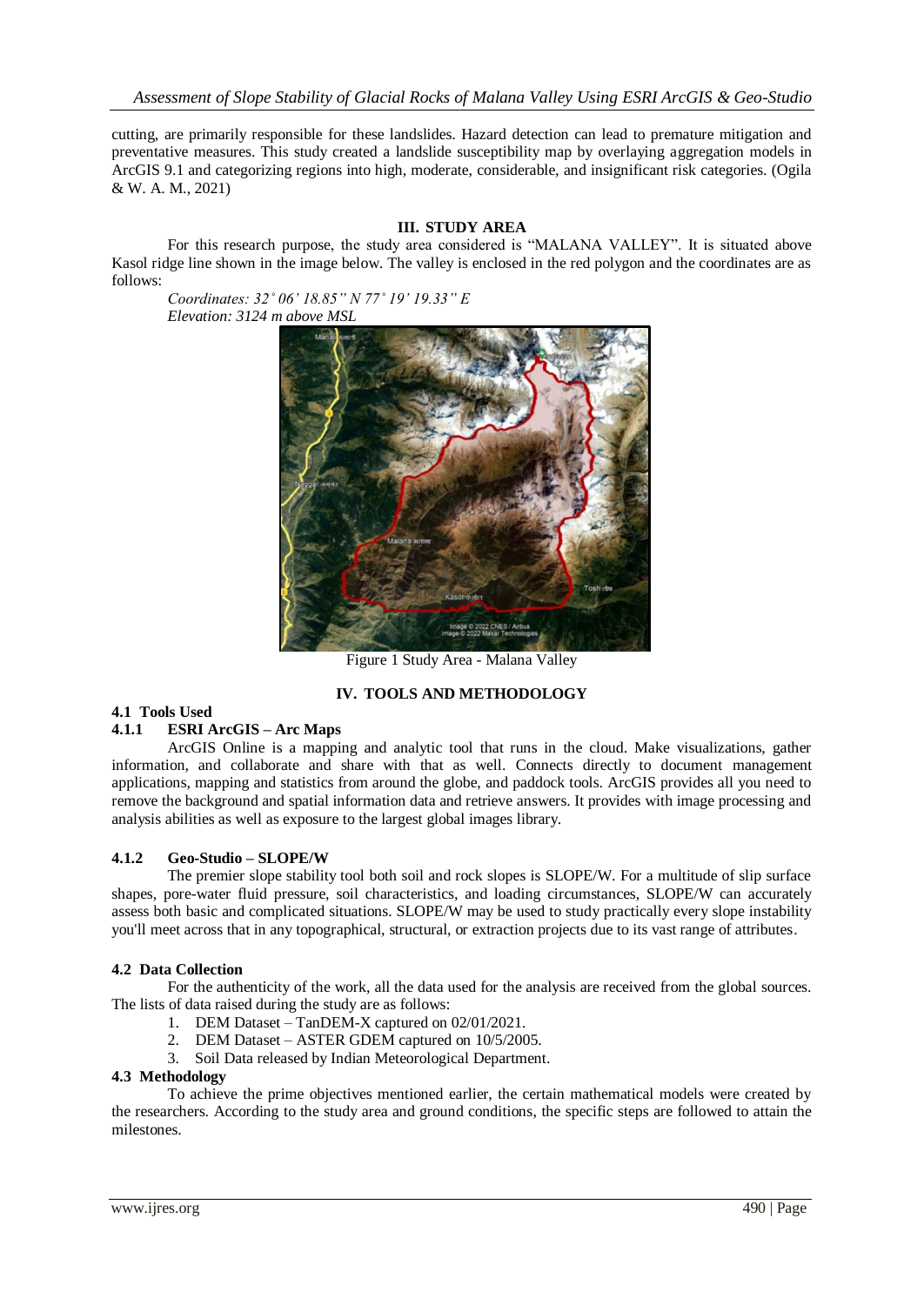cutting, are primarily responsible for these landslides. Hazard detection can lead to premature mitigation and preventative measures. This study created a landslide susceptibility map by overlaying aggregation models in ArcGIS 9.1 and categorizing regions into high, moderate, considerable, and insignificant risk categories. (Ogila & W. A. M., 2021)

## III. STUDY AREA

For this research purpose, the study area considered is "MALANA VALLEY". It is situated above Kasol ridge line shown in the image below. The valley is enclosed in the red polygon and the coordinates are as follows:

*Coordinates: 32˚ 06' 18.85" N 77˚ 19' 19.33" E*
*Elevation: 3124 m above MSL*

Figure 1 Study Area - Malana Valley

## IV. TOOLS AND METHODOLOGY

### 4.1 Tools Used

#### 4.1.1 ESRI ArcGIS – Arc Maps

ArcGIS Online is a mapping and analytic tool that runs in the cloud. Make visualizations, gather information, and collaborate and share with that as well. Connects directly to document management applications, mapping and statistics from around the globe, and paddock tools. ArcGIS provides all you need to remove the background and spatial information data and retrieve answers. It provides with image processing and analysis abilities as well as exposure to the largest global images library.

#### 4.1.2 Geo-Studio – SLOPE/W

The premier slope stability tool both soil and rock slopes is SLOPE/W. For a multitude of slip surface shapes, pore-water fluid pressure, soil characteristics, and loading circumstances, SLOPE/W can accurately assess both basic and complicated situations. SLOPE/W may be used to study practically every slope instability you'll meet across that in any topographical, structural, or extraction projects due to its vast range of attributes.

### 4.2 Data Collection

For the authenticity of the work, all the data used for the analysis are received from the global sources. The lists of data raised during the study are as follows:

1. DEM Dataset – TanDEM-X captured on 02/01/2021.
2. DEM Dataset – ASTER GDEM captured on 10/5/2005.
3. Soil Data released by Indian Meteorological Department.

### 4.3 Methodology

To achieve the prime objectives mentioned earlier, the certain mathematical models were created by the researchers. According to the study area and ground conditions, the specific steps are followed to attain the milestones.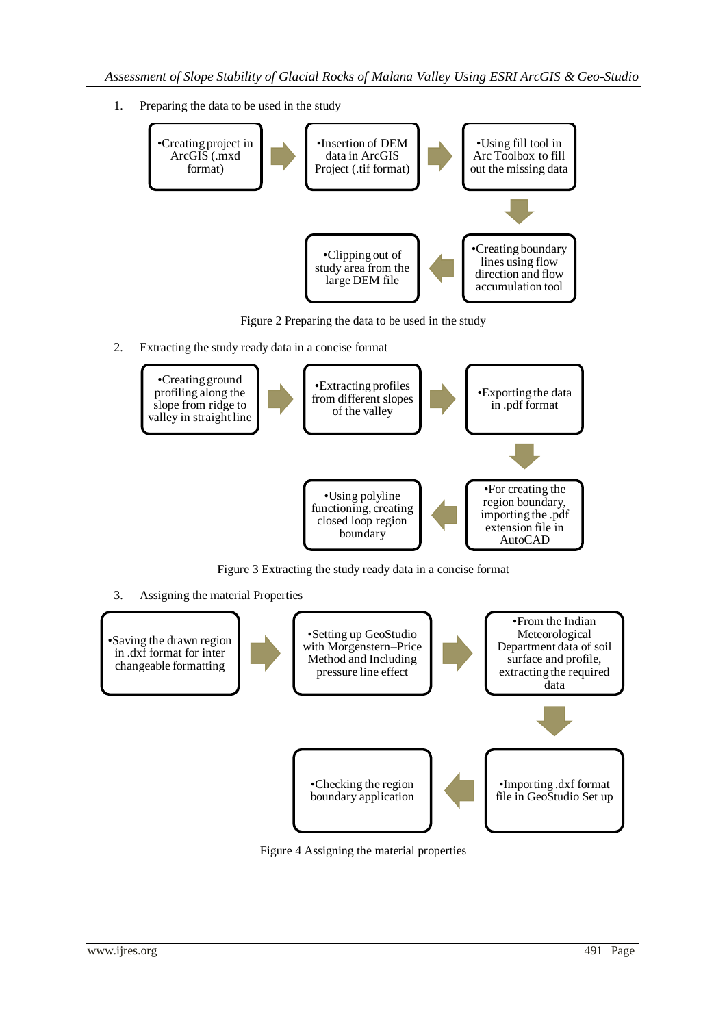1. Preparing the data to be used in the study

- Creating project in ArcGIS (.mxd format)
- Insertion of DEM data in ArcGIS Project (.tif format)
- Using fill tool in Arc Toolbox to fill out the missing data
- Creating boundary lines using flow direction and flow accumulation tool
- Clipping out of study area from the large DEM file

Figure 2 Preparing the data to be used in the study

2. Extracting the study ready data in a concise format

- Creating ground profiling along the slope from ridge to valley in straight line
- Extracting profiles from different slopes of the valley
- Exporting the data in .pdf format
- For creating the region boundary, importing the .pdf extension file in AutoCAD
- Using polyline functioning, creating closed loop region boundary

Figure 3 Extracting the study ready data in a concise format

3. Assigning the material Properties

- Saving the drawn region in .dxf format for inter changeable formatting
- Setting up GeoStudio with Morgenstern–Price Method and Including pressure line effect
- From the Indian Meteorological Department data of soil surface and profile, extracting the required data
- Importing .dxf format file in GeoStudio Set up
- Checking the region boundary application

Figure 4 Assigning the material properties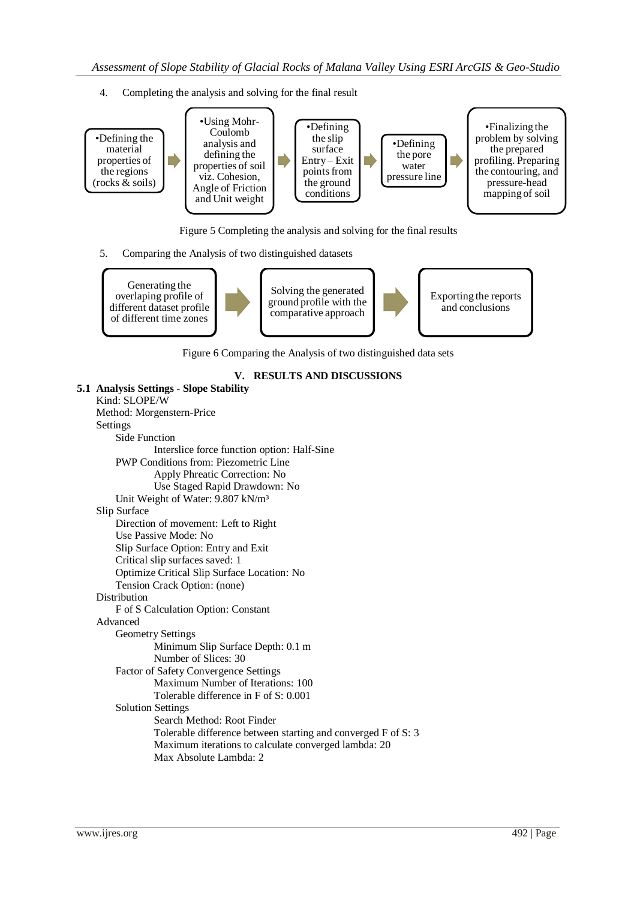4. Completing the analysis and solving for the final result

•Defining the material properties of the regions (rocks & soils) → •Using Mohr-Coulomb analysis and defining the properties of soil viz. Cohesion, Angle of Friction and Unit weight → •Defining the slip surface Entry – Exit points from the ground conditions → •Defining the pore water pressure line → •Finalizing the problem by solving the prepared profiling. Preparing the contouring, and pressure-head mapping of soil

Figure 5 Completing the analysis and solving for the final results

5. Comparing the Analysis of two distinguished datasets

Generating the overlaping profile of different dataset profile of different time zones → Solving the generated ground profile with the comparative approach → Exporting the reports and conclusions

Figure 6 Comparing the Analysis of two distinguished data sets

## V. RESULTS AND DISCUSSIONS

### 5.1 Analysis Settings - Slope Stability

Kind: SLOPE/W
Method: Morgenstern-Price
Settings
- Side Function
  - Interslice force function option: Half-Sine
- PWP Conditions from: Piezometric Line
  - Apply Phreatic Correction: No
  - Use Staged Rapid Drawdown: No
- Unit Weight of Water: 9.807 kN/m³

Slip Surface
- Direction of movement: Left to Right
- Use Passive Mode: No
- Slip Surface Option: Entry and Exit
- Critical slip surfaces saved: 1
- Optimize Critical Slip Surface Location: No
- Tension Crack Option: (none)

Distribution
- F of S Calculation Option: Constant

Advanced
- Geometry Settings
  - Minimum Slip Surface Depth: 0.1 m
  - Number of Slices: 30
- Factor of Safety Convergence Settings
  - Maximum Number of Iterations: 100
  - Tolerable difference in F of S: 0.001
- Solution Settings
  - Search Method: Root Finder
  - Tolerable difference between starting and converged F of S: 3
  - Maximum iterations to calculate converged lambda: 20
  - Max Absolute Lambda: 2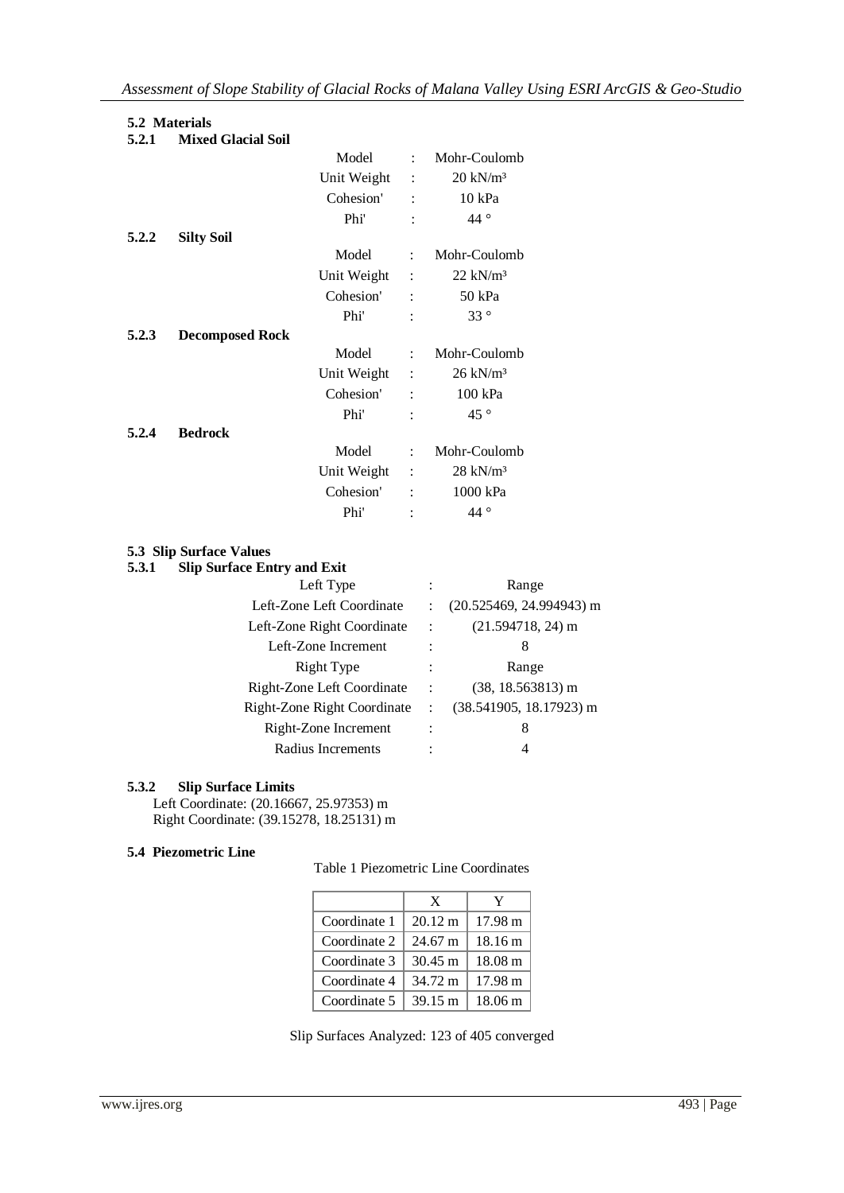### 5.2 Materials

#### 5.2.1 Mixed Glacial Soil

| | | |
|---|---|---|
| Model | : | Mohr-Coulomb |
| Unit Weight | : | 20 kN/m³ |
| Cohesion' | : | 10 kPa |
| Phi' | : | 44 ° |

#### 5.2.2 Silty Soil

| | | |
|---|---|---|
| Model | : | Mohr-Coulomb |
| Unit Weight | : | 22 kN/m³ |
| Cohesion' | : | 50 kPa |
| Phi' | : | 33 ° |

#### 5.2.3 Decomposed Rock

| | | |
|---|---|---|
| Model | : | Mohr-Coulomb |
| Unit Weight | : | 26 kN/m³ |
| Cohesion' | : | 100 kPa |
| Phi' | : | 45 ° |

#### 5.2.4 Bedrock

| | | |
|---|---|---|
| Model | : | Mohr-Coulomb |
| Unit Weight | : | 28 kN/m³ |
| Cohesion' | : | 1000 kPa |
| Phi' | : | 44 ° |

### 5.3 Slip Surface Values

#### 5.3.1 Slip Surface Entry and Exit

| | | |
|---|---|---|
| Left Type | : | Range |
| Left-Zone Left Coordinate | : | (20.525469, 24.994943) m |
| Left-Zone Right Coordinate | : | (21.594718, 24) m |
| Left-Zone Increment | : | 8 |
| Right Type | : | Range |
| Right-Zone Left Coordinate | : | (38, 18.563813) m |
| Right-Zone Right Coordinate | : | (38.541905, 18.17923) m |
| Right-Zone Increment | : | 8 |
| Radius Increments | : | 4 |

#### 5.3.2 Slip Surface Limits

Left Coordinate: (20.16667, 25.97353) m
Right Coordinate: (39.15278, 18.25131) m

### 5.4 Piezometric Line

Table 1 Piezometric Line Coordinates

| | X | Y |
|---|---|---|
| Coordinate 1 | 20.12 m | 17.98 m |
| Coordinate 2 | 24.67 m | 18.16 m |
| Coordinate 3 | 30.45 m | 18.08 m |
| Coordinate 4 | 34.72 m | 17.98 m |
| Coordinate 5 | 39.15 m | 18.06 m |

Slip Surfaces Analyzed: 123 of 405 converged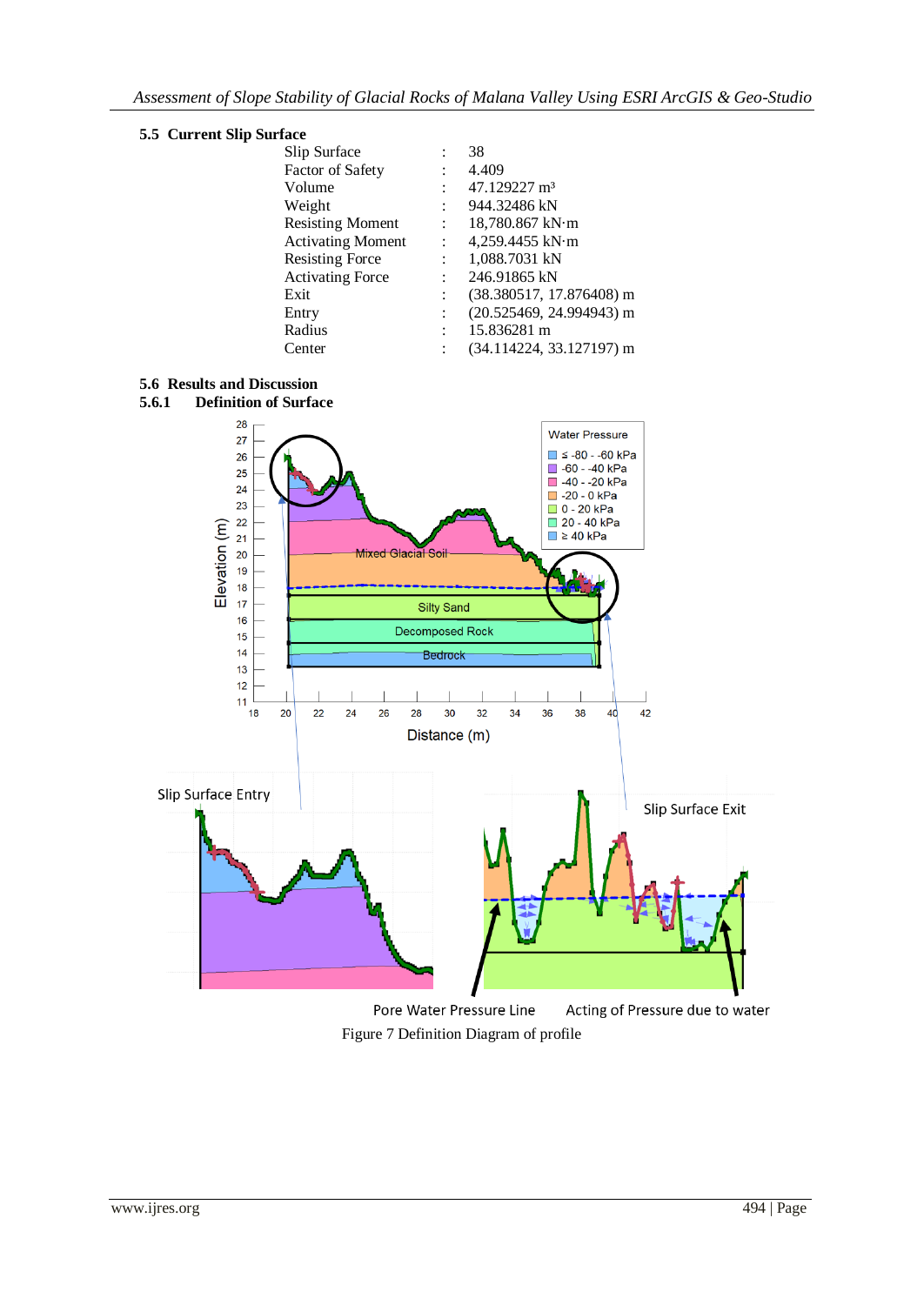### 5.5 Current Slip Surface

| | | |
|---|---|---|
| Slip Surface | : | 38 |
| Factor of Safety | : | 4.409 |
| Volume | : | 47.129227 m³ |
| Weight | : | 944.32486 kN |
| Resisting Moment | : | 18,780.867 kN·m |
| Activating Moment | : | 4,259.4455 kN·m |
| Resisting Force | : | 1,088.7031 kN |
| Activating Force | : | 246.91865 kN |
| Exit | : | (38.380517, 17.876408) m |
| Entry | : | (20.525469, 24.994943) m |
| Radius | : | 15.836281 m |
| Center | : | (34.114224, 33.127197) m |

### 5.6 Results and Discussion

#### 5.6.1 Definition of Surface

Figure 7 Definition Diagram of profile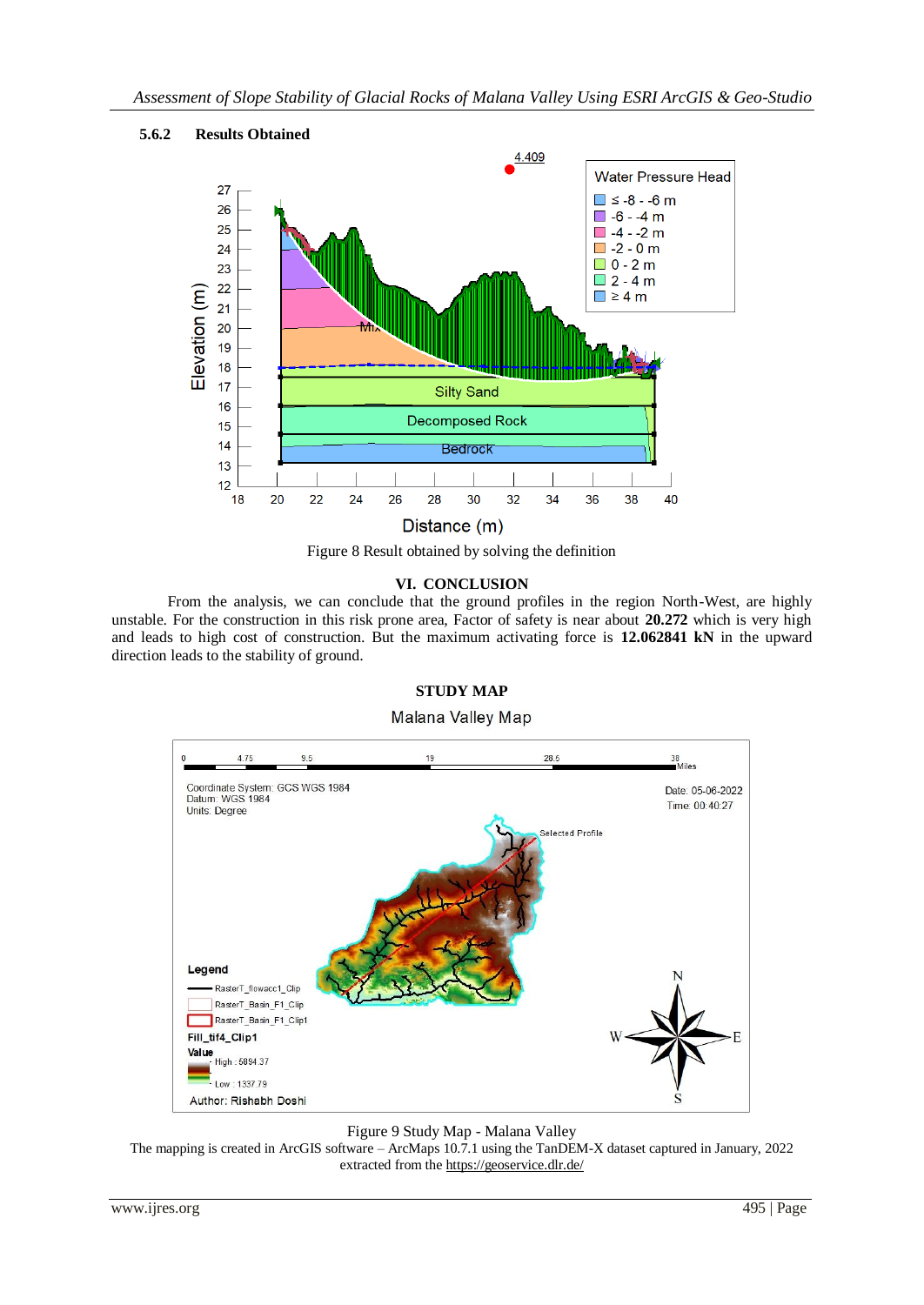### 5.6.2 Results Obtained

Figure 8 Result obtained by solving the definition

## VI. CONCLUSION

From the analysis, we can conclude that the ground profiles in the region North-West, are highly unstable. For the construction in this risk prone area, Factor of safety is near about **20.272** which is very high and leads to high cost of construction. But the maximum activating force is **12.062841 kN** in the upward direction leads to the stability of ground.

## STUDY MAP

Figure 9 Study Map - Malana Valley

The mapping is created in ArcGIS software – ArcMaps 10.7.1 using the TanDEM-X dataset captured in January, 2022 extracted from the https://geoservice.dlr.de/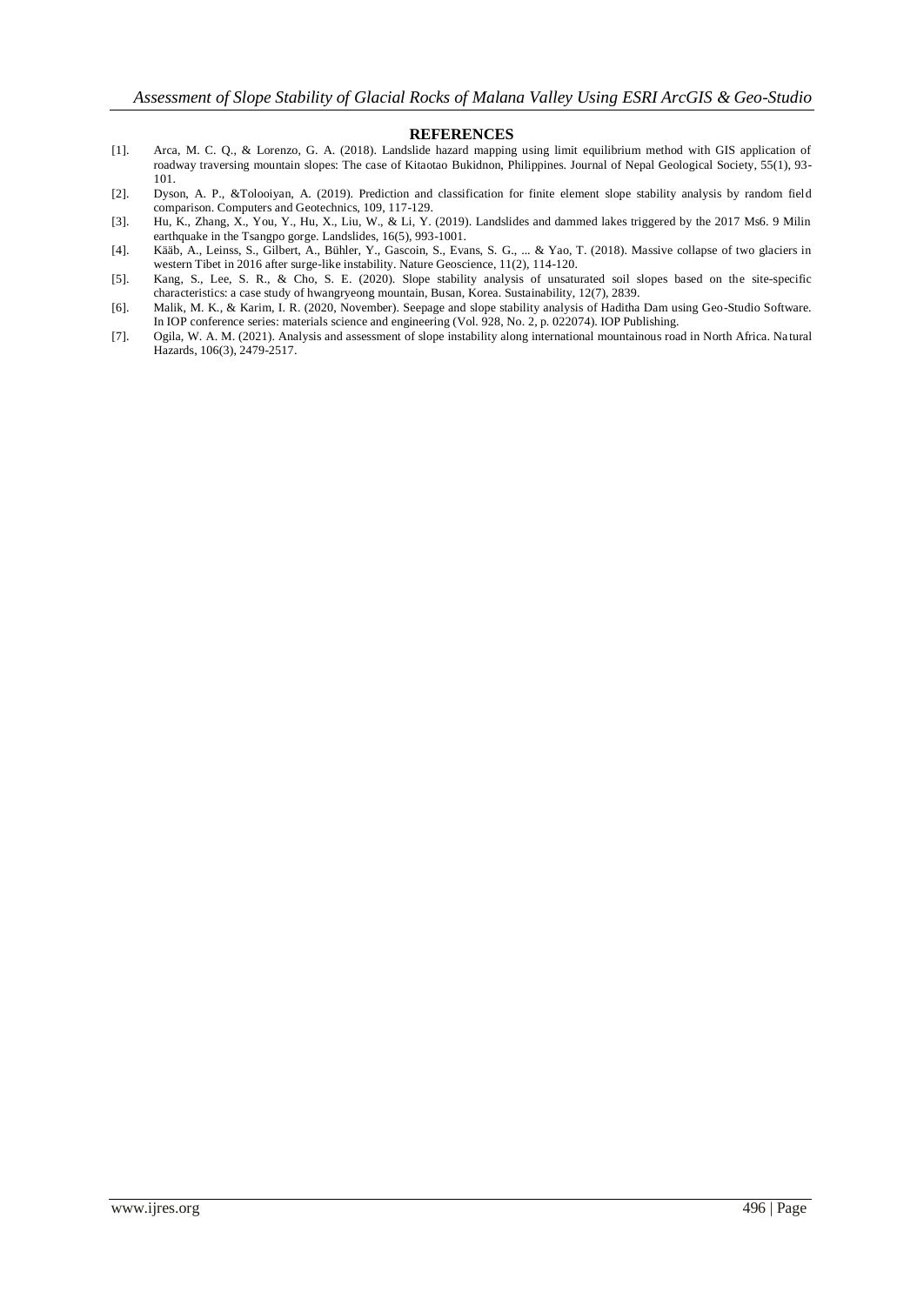## REFERENCES

[1]. Arca, M. C. Q., & Lorenzo, G. A. (2018). Landslide hazard mapping using limit equilibrium method with GIS application of roadway traversing mountain slopes: The case of Kitaotao Bukidnon, Philippines. Journal of Nepal Geological Society, 55(1), 93-101.

[2]. Dyson, A. P., &Tolooiyan, A. (2019). Prediction and classification for finite element slope stability analysis by random field comparison. Computers and Geotechnics, 109, 117-129.

[3]. Hu, K., Zhang, X., You, Y., Hu, X., Liu, W., & Li, Y. (2019). Landslides and dammed lakes triggered by the 2017 Ms6. 9 Milin earthquake in the Tsangpo gorge. Landslides, 16(5), 993-1001.

[4]. Kääb, A., Leinss, S., Gilbert, A., Bühler, Y., Gascoin, S., Evans, S. G., ... & Yao, T. (2018). Massive collapse of two glaciers in western Tibet in 2016 after surge-like instability. Nature Geoscience, 11(2), 114-120.

[5]. Kang, S., Lee, S. R., & Cho, S. E. (2020). Slope stability analysis of unsaturated soil slopes based on the site-specific characteristics: a case study of hwangryeong mountain, Busan, Korea. Sustainability, 12(7), 2839.

[6]. Malik, M. K., & Karim, I. R. (2020, November). Seepage and slope stability analysis of Haditha Dam using Geo-Studio Software. In IOP conference series: materials science and engineering (Vol. 928, No. 2, p. 022074). IOP Publishing.

[7]. Ogila, W. A. M. (2021). Analysis and assessment of slope instability along international mountainous road in North Africa. Natural Hazards, 106(3), 2479-2517.